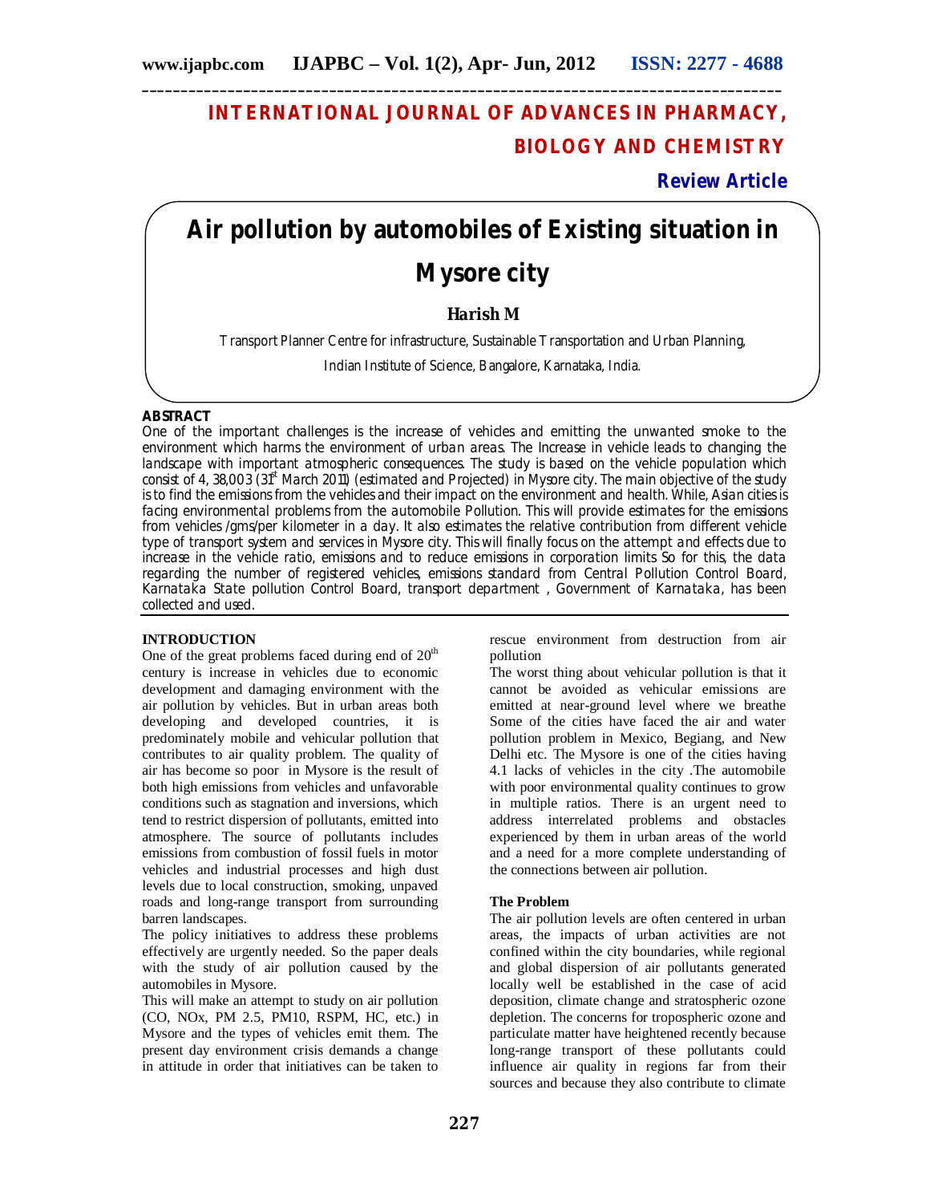# INTERNATIONAL JOURNAL OF ADVANCES IN PHARMACY, BIOLOGY AND CHEMISTRY

**Review Article**

# Air pollution by automobiles of Existing situation in Mysore city

**Harish M**

Transport Planner Centre for infrastructure, Sustainable Transportation and Urban Planning, Indian Institute of Science, Bangalore, Karnataka, India.

## ABSTRACT

One of the important challenges is the increase of vehicles and emitting the unwanted smoke to the environment which harms the environment of urban areas. The Increase in vehicle leads to changing the landscape with important atmospheric consequences. The study is based on the vehicle population which consist of 4, 38,003 (31st March 2011) (estimated and Projected) in Mysore city. The main objective of the study is to find the emissions from the vehicles and their impact on the environment and health. While, Asian cities is facing environmental problems from the automobile Pollution. This will provide estimates for the emissions from vehicles /gms/per kilometer in a day. It also estimates the relative contribution from different vehicle type of transport system and services in Mysore city. This will finally focus on the attempt and effects due to increase in the vehicle ratio, emissions and to reduce emissions in corporation limits So for this, the data regarding the number of registered vehicles, emissions standard from Central Pollution Control Board, Karnataka State pollution Control Board, transport department , Government of Karnataka, has been collected and used.

## INTRODUCTION

One of the great problems faced during end of 20th century is increase in vehicles due to economic development and damaging environment with the air pollution by vehicles. But in urban areas both developing and developed countries, it is predominately mobile and vehicular pollution that contributes to air quality problem. The quality of air has become so poor in Mysore is the result of both high emissions from vehicles and unfavorable conditions such as stagnation and inversions, which tend to restrict dispersion of pollutants, emitted into atmosphere. The source of pollutants includes emissions from combustion of fossil fuels in motor vehicles and industrial processes and high dust levels due to local construction, smoking, unpaved roads and long-range transport from surrounding barren landscapes.

The policy initiatives to address these problems effectively are urgently needed. So the paper deals with the study of air pollution caused by the automobiles in Mysore.

This will make an attempt to study on air pollution (CO, NOx, PM 2.5, PM10, RSPM, HC, etc.) in Mysore and the types of vehicles emit them. The present day environment crisis demands a change in attitude in order that initiatives can be taken to rescue environment from destruction from air pollution

The worst thing about vehicular pollution is that it cannot be avoided as vehicular emissions are emitted at near-ground level where we breathe Some of the cities have faced the air and water pollution problem in Mexico, Begiang, and New Delhi etc. The Mysore is one of the cities having 4.1 lacks of vehicles in the city .The automobile with poor environmental quality continues to grow in multiple ratios. There is an urgent need to address interrelated problems and obstacles experienced by them in urban areas of the world and a need for a more complete understanding of the connections between air pollution.

### The Problem

The air pollution levels are often centered in urban areas, the impacts of urban activities are not confined within the city boundaries, while regional and global dispersion of air pollutants generated locally well be established in the case of acid deposition, climate change and stratospheric ozone depletion. The concerns for tropospheric ozone and particulate matter have heightened recently because long-range transport of these pollutants could influence air quality in regions far from their sources and because they also contribute to climate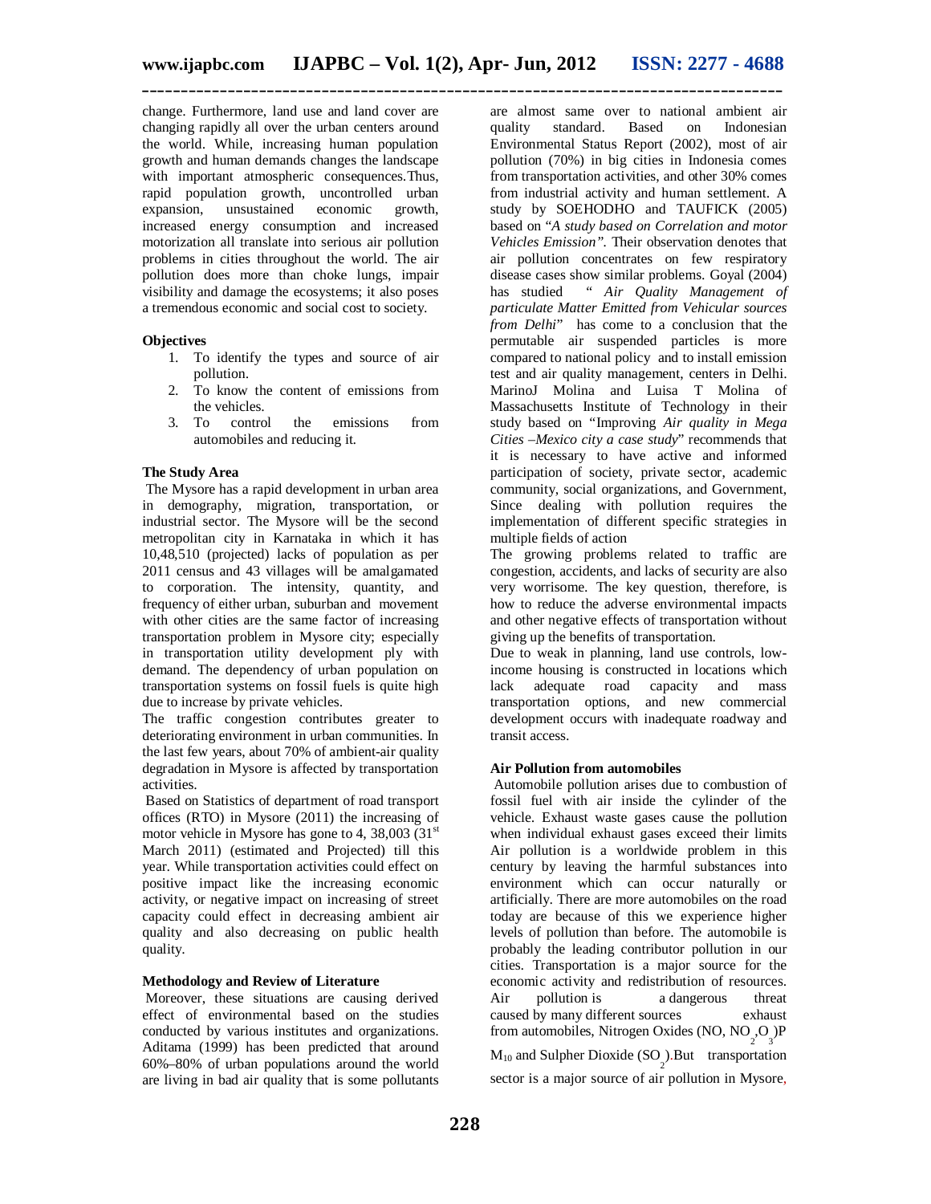change. Furthermore, land use and land cover are changing rapidly all over the urban centers around the world. While, increasing human population growth and human demands changes the landscape with important atmospheric consequences.Thus, rapid population growth, uncontrolled urban expansion, unsustained economic growth, increased energy consumption and increased motorization all translate into serious air pollution problems in cities throughout the world. The air pollution does more than choke lungs, impair visibility and damage the ecosystems; it also poses a tremendous economic and social cost to society.

**Objectives**

1. To identify the types and source of air pollution.
2. To know the content of emissions from the vehicles.
3. To control the emissions from automobiles and reducing it.

**The Study Area**

The Mysore has a rapid development in urban area in demography, migration, transportation, or industrial sector. The Mysore will be the second metropolitan city in Karnataka in which it has 10,48,510 (projected) lacks of population as per 2011 census and 43 villages will be amalgamated to corporation. The intensity, quantity, and frequency of either urban, suburban and movement with other cities are the same factor of increasing transportation problem in Mysore city; especially in transportation utility development ply with demand. The dependency of urban population on transportation systems on fossil fuels is quite high due to increase by private vehicles.

The traffic congestion contributes greater to deteriorating environment in urban communities. In the last few years, about 70% of ambient-air quality degradation in Mysore is affected by transportation activities.

Based on Statistics of department of road transport offices (RTO) in Mysore (2011) the increasing of motor vehicle in Mysore has gone to 4, 38,003 (31st March 2011) (estimated and Projected) till this year. While transportation activities could effect on positive impact like the increasing economic activity, or negative impact on increasing of street capacity could effect in decreasing ambient air quality and also decreasing on public health quality.

**Methodology and Review of Literature**

Moreover, these situations are causing derived effect of environmental based on the studies conducted by various institutes and organizations. Aditama (1999) has been predicted that around 60%–80% of urban populations around the world are living in bad air quality that is some pollutants are almost same over to national ambient air quality standard. Based on Indonesian Environmental Status Report (2002), most of air pollution (70%) in big cities in Indonesia comes from transportation activities, and other 30% comes from industrial activity and human settlement. A study by SOEHODHO and TAUFICK (2005) based on "*A study based on Correlation and motor Vehicles Emission".* Their observation denotes that air pollution concentrates on few respiratory disease cases show similar problems. Goyal (2004) has studied " *Air Quality Management of particulate Matter Emitted from Vehicular sources from Delhi*" has come to a conclusion that the permutable air suspended particles is more compared to national policy and to install emission test and air quality management, centers in Delhi. MarinoJ Molina and Luisa T Molina of Massachusetts Institute of Technology in their study based on "Improving *Air quality in Mega Cities –Mexico city a case study*" recommends that it is necessary to have active and informed participation of society, private sector, academic community, social organizations, and Government, Since dealing with pollution requires the implementation of different specific strategies in multiple fields of action

The growing problems related to traffic are congestion, accidents, and lacks of security are also very worrisome. The key question, therefore, is how to reduce the adverse environmental impacts and other negative effects of transportation without giving up the benefits of transportation.

Due to weak in planning, land use controls, low-income housing is constructed in locations which lack adequate road capacity and mass transportation options, and new commercial development occurs with inadequate roadway and transit access.

**Air Pollution from automobiles**

Automobile pollution arises due to combustion of fossil fuel with air inside the cylinder of the vehicle. Exhaust waste gases cause the pollution when individual exhaust gases exceed their limits Air pollution is a worldwide problem in this century by leaving the harmful substances into environment which can occur naturally or artificially. There are more automobiles on the road today are because of this we experience higher levels of pollution than before. The automobile is probably the leading contributor pollution in our cities. Transportation is a major source for the economic activity and redistribution of resources. Air pollution is a dangerous threat caused by many different sources exhaust from automobiles, Nitrogen Oxides (NO, $NO_2$,$O_3$)$PM_{10}$ and Sulpher Dioxide ($SO_2$).But transportation sector is a major source of air pollution in Mysore,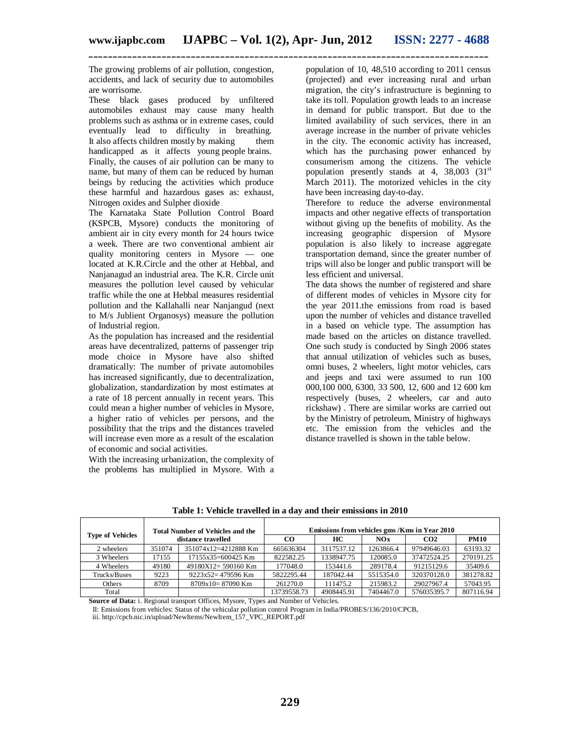The growing problems of air pollution, congestion, accidents, and lack of security due to automobiles are worrisome.

These black gases produced by unfiltered automobiles exhaust may cause many health problems such as asthma or in extreme cases, could eventually lead to difficulty in breathing. It also affects children mostly by making them handicapped as it affects young people brains. Finally, the causes of air pollution can be many to name, but many of them can be reduced by human beings by reducing the activities which produce these harmful and hazardous gases as: exhaust, Nitrogen oxides and Sulpher dioxide

The Karnataka State Pollution Control Board (KSPCB, Mysore) conducts the monitoring of ambient air in city every month for 24 hours twice a week. There are two conventional ambient air quality monitoring centers in Mysore — one located at K.R.Circle and the other at Hebbal, and Nanjanagud an industrial area. The K.R. Circle unit measures the pollution level caused by vehicular traffic while the one at Hebbal measures residential pollution and the Kallahalli near Nanjangud (next to M/s Jublient Organosys) measure the pollution of Industrial region.

As the population has increased and the residential areas have decentralized, patterns of passenger trip mode choice in Mysore have also shifted dramatically: The number of private automobiles has increased significantly, due to decentralization, globalization, standardization by most estimates at a rate of 18 percent annually in recent years. This could mean a higher number of vehicles in Mysore, a higher ratio of vehicles per persons, and the possibility that the trips and the distances traveled will increase even more as a result of the escalation of economic and social activities.

With the increasing urbanization, the complexity of the problems has multiplied in Mysore. With a population of 10, 48,510 according to 2011 census (projected) and ever increasing rural and urban migration, the city's infrastructure is beginning to take its toll. Population growth leads to an increase in demand for public transport. But due to the limited availability of such services, there in an average increase in the number of private vehicles in the city. The economic activity has increased, which has the purchasing power enhanced by consumerism among the citizens. The vehicle population presently stands at 4, 38,003 (31st March 2011). The motorized vehicles in the city have been increasing day-to-day.

Therefore to reduce the adverse environmental impacts and other negative effects of transportation without giving up the benefits of mobility. As the increasing geographic dispersion of Mysore population is also likely to increase aggregate transportation demand, since the greater number of trips will also be longer and public transport will be less efficient and universal.

The data shows the number of registered and share of different modes of vehicles in Mysore city for the year 2011.the emissions from road is based upon the number of vehicles and distance travelled in a based on vehicle type. The assumption has made based on the articles on distance travelled. One such study is conducted by Singh 2006 states that annual utilization of vehicles such as buses, omni buses, 2 wheelers, light motor vehicles, cars and jeeps and taxi were assumed to run 100 000,100 000, 6300, 33 500, 12, 600 and 12 600 km respectively (buses, 2 wheelers, car and auto rickshaw) . There are similar works are carried out by the Ministry of petroleum, Ministry of highways etc. The emission from the vehicles and the distance travelled is shown in the table below.

**Table 1: Vehicle travelled in a day and their emissions in 2010**

| Type of Vehicles | Total Number of Vehicles and the distance travelled | | Emissions from vehicles gms /Kms in Year 2010 | | | | |
|---|---|---|---|---|---|---|---|
| | | | CO | HC | NOx | CO2 | PM10 |
| 2 wheelers | 351074 | 351074x12=4212888 Km | 665636304 | 3117537.12 | 1263866.4 | 97949646.03 | 63193.32 |
| 3 Wheelers | 17155 | 17155x35=600425 Km | 822582.25 | 1338947.75 | 120085.0 | 37472524.25 | 270191.25 |
| 4 Wheelers | 49180 | 49180X12= 590160 Km | 177048.0 | 153441.6 | 289178.4 | 91215129.6 | 35409.6 |
| Trucks/Buses | 9223 | 9223x52= 479596 Km | 5822295.44 | 187042.44 | 5515354.0 | 320370128.0 | 381278.82 |
| Others | 8709 | 8709x10= 87090 Km | 261270.0 | 111475.2 | 215983.2 | 29027967.4 | 57043.95 |
| Total | | | 13739558.73 | 4908445.91 | 7404467.0 | 576035395.7 | 807116.94 |

**Source of Data:** i. Regional transport Offices, Mysore, Types and Number of Vehicles.
II: Emissions from vehicles: Status of the vehicular pollution control Program in India/PROBES/136/2010/CPCB,
iii. http://cpcb.nic.in/upload/NewItems/NewItem_157_VPC_REPORT.pdf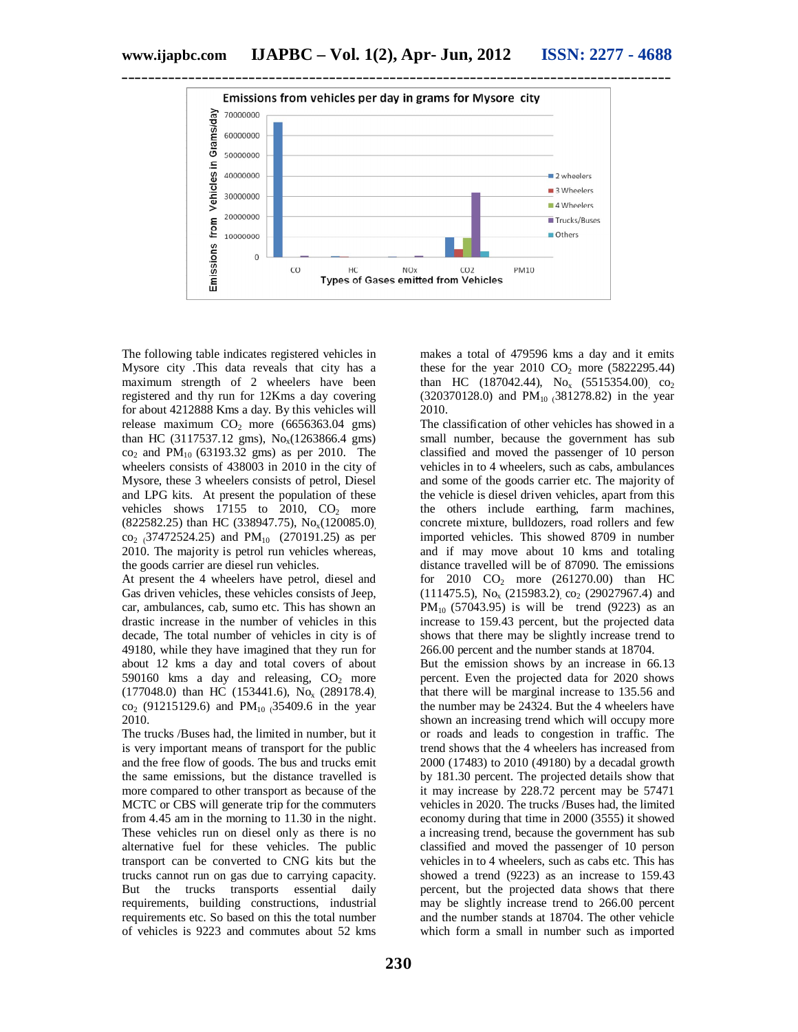Emissions from vehicles per day in grams for Mysore city

The following table indicates registered vehicles in Mysore city .This data reveals that city has a maximum strength of 2 wheelers have been registered and thy run for 12Kms a day covering for about 4212888 Kms a day. By this vehicles will release maximum $CO_2$ more (6656363.04 gms) than HC (3117537.12 gms), $No_x$(1263866.4 gms) $co_2$ and $PM_{10}$ (63193.32 gms) as per 2010. The wheelers consists of 438003 in 2010 in the city of Mysore, these 3 wheelers consists of petrol, Diesel and LPG kits. At present the population of these vehicles shows 17155 to 2010, $CO_2$ more (822582.25) than HC (338947.75), $No_x$(120085.0), $co_2$ (37472524.25) and $PM_{10}$ (270191.25) as per 2010. The majority is petrol run vehicles whereas, the goods carrier are diesel run vehicles.

At present the 4 wheelers have petrol, diesel and Gas driven vehicles, these vehicles consists of Jeep, car, ambulances, cab, sumo etc. This has shown an drastic increase in the number of vehicles in this decade, The total number of vehicles in city is of 49180, while they have imagined that they run for about 12 kms a day and total covers of about 590160 kms a day and releasing, $CO_2$ more (177048.0) than HC (153441.6), $No_x$ (289178.4), $co_2$ (91215129.6) and $PM_{10}$ (35409.6 in the year 2010.

The trucks /Buses had, the limited in number, but it is very important means of transport for the public and the free flow of goods. The bus and trucks emit the same emissions, but the distance travelled is more compared to other transport as because of the MCTC or CBS will generate trip for the commuters from 4.45 am in the morning to 11.30 in the night. These vehicles run on diesel only as there is no alternative fuel for these vehicles. The public transport can be converted to CNG kits but the trucks cannot run on gas due to carrying capacity. But the trucks transports essential daily requirements, building constructions, industrial requirements etc. So based on this the total number of vehicles is 9223 and commutes about 52 kms makes a total of 479596 kms a day and it emits these for the year 2010 $CO_2$ more (5822295.44) than HC (187042.44), $No_x$ (5515354.00), $co_2$ (320370128.0) and $PM_{10}$ (381278.82) in the year 2010.

The classification of other vehicles has showed in a small number, because the government has sub classified and moved the passenger of 10 person vehicles in to 4 wheelers, such as cabs, ambulances and some of the goods carrier etc. The majority of the vehicle is diesel driven vehicles, apart from this the others include earthing, farm machines, concrete mixture, bulldozers, road rollers and few imported vehicles. This showed 8709 in number and if may move about 10 kms and totaling distance travelled will be of 87090. The emissions for 2010 $CO_2$ more (261270.00) than HC (111475.5), $No_x$ (215983.2), $co_2$ (29027967.4) and $PM_{10}$ (57043.95) is will be trend (9223) as an increase to 159.43 percent, but the projected data shows that there may be slightly increase trend to 266.00 percent and the number stands at 18704.

But the emission shows by an increase in 66.13 percent. Even the projected data for 2020 shows that there will be marginal increase to 135.56 and the number may be 24324. But the 4 wheelers have shown an increasing trend which will occupy more or roads and leads to congestion in traffic. The trend shows that the 4 wheelers has increased from 2000 (17483) to 2010 (49180) by a decadal growth by 181.30 percent. The projected details show that it may increase by 228.72 percent may be 57471 vehicles in 2020. The trucks /Buses had, the limited economy during that time in 2000 (3555) it showed a increasing trend, because the government has sub classified and moved the passenger of 10 person vehicles in to 4 wheelers, such as cabs etc. This has showed a trend (9223) as an increase to 159.43 percent, but the projected data shows that there may be slightly increase trend to 266.00 percent and the number stands at 18704. The other vehicle which form a small in number such as imported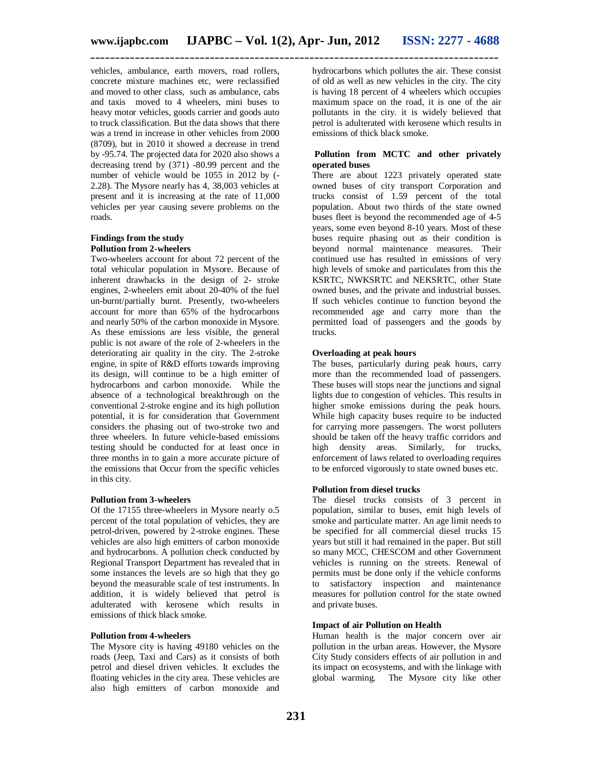vehicles, ambulance, earth movers, road rollers, concrete mixture machines etc, were reclassified and moved to other class, such as ambulance, cabs and taxis moved to 4 wheelers, mini buses to heavy motor vehicles, goods carrier and goods auto to truck classification. But the data shows that there was a trend in increase in other vehicles from 2000 (8709), but in 2010 it showed a decrease in trend by -95.74. The projected data for 2020 also shows a decreasing trend by (371) -80.99 percent and the number of vehicle would be 1055 in 2012 by (-2.28). The Mysore nearly has 4, 38,003 vehicles at present and it is increasing at the rate of 11,000 vehicles per year causing severe problems on the roads.

### Findings from the study

#### Pollution from 2-wheelers

Two-wheelers account for about 72 percent of the total vehicular population in Mysore. Because of inherent drawbacks in the design of 2- stroke engines, 2-wheelers emit about 20-40% of the fuel un-burnt/partially burnt. Presently, two-wheelers account for more than 65% of the hydrocarbons and nearly 50% of the carbon monoxide in Mysore. As these emissions are less visible, the general public is not aware of the role of 2-wheelers in the deteriorating air quality in the city. The 2-stroke engine, in spite of R&D efforts towards improving its design, will continue to be a high emitter of hydrocarbons and carbon monoxide. While the absence of a technological breakthrough on the conventional 2-stroke engine and its high pollution potential, it is for consideration that Government considers the phasing out of two-stroke two and three wheelers. In future vehicle-based emissions testing should be conducted for at least once in three months in to gain a more accurate picture of the emissions that Occur from the specific vehicles in this city.

#### Pollution from 3-wheelers

Of the 17155 three-wheelers in Mysore nearly o.5 percent of the total population of vehicles, they are petrol-driven, powered by 2-stroke engines. These vehicles are also high emitters of carbon monoxide and hydrocarbons. A pollution check conducted by Regional Transport Department has revealed that in some instances the levels are so high that they go beyond the measurable scale of test instruments. In addition, it is widely believed that petrol is adulterated with kerosene which results in emissions of thick black smoke.

#### Pollution from 4-wheelers

The Mysore city is having 49180 vehicles on the roads (Jeep, Taxi and Cars) as it consists of both petrol and diesel driven vehicles. It excludes the floating vehicles in the city area. These vehicles are also high emitters of carbon monoxide and hydrocarbons which pollutes the air. These consist of old as well as new vehicles in the city. The city is having 18 percent of 4 wheelers which occupies maximum space on the road, it is one of the air pollutants in the city. it is widely believed that petrol is adulterated with kerosene which results in emissions of thick black smoke.

#### Pollution from MCTC and other privately operated buses

There are about 1223 privately operated state owned buses of city transport Corporation and trucks consist of 1.59 percent of the total population. About two thirds of the state owned buses fleet is beyond the recommended age of 4-5 years, some even beyond 8-10 years. Most of these buses require phasing out as their condition is beyond normal maintenance measures. Their continued use has resulted in emissions of very high levels of smoke and particulates from this the KSRTC, NWKSRTC and NEKSRTC, other State owned buses, and the private and industrial busses. If such vehicles continue to function beyond the recommended age and carry more than the permitted load of passengers and the goods by trucks.

#### Overloading at peak hours

The buses, particularly during peak hours, carry more than the recommended load of passengers. These buses will stops near the junctions and signal lights due to congestion of vehicles. This results in higher smoke emissions during the peak hours. While high capacity buses require to be inducted for carrying more passengers. The worst polluters should be taken off the heavy traffic corridors and high density areas. Similarly, for trucks, enforcement of laws related to overloading requires to be enforced vigorously to state owned buses etc.

#### Pollution from diesel trucks

The diesel trucks consists of 3 percent in population, similar to buses, emit high levels of smoke and particulate matter. An age limit needs to be specified for all commercial diesel trucks 15 years but still it had remained in the paper. But still so many MCC, CHESCOM and other Government vehicles is running on the streets. Renewal of permits must be done only if the vehicle conforms to satisfactory inspection and maintenance measures for pollution control for the state owned and private buses.

#### Impact of air Pollution on Health

Human health is the major concern over air pollution in the urban areas. However, the Mysore City Study considers effects of air pollution in and its impact on ecosystems, and with the linkage with global warming. The Mysore city like other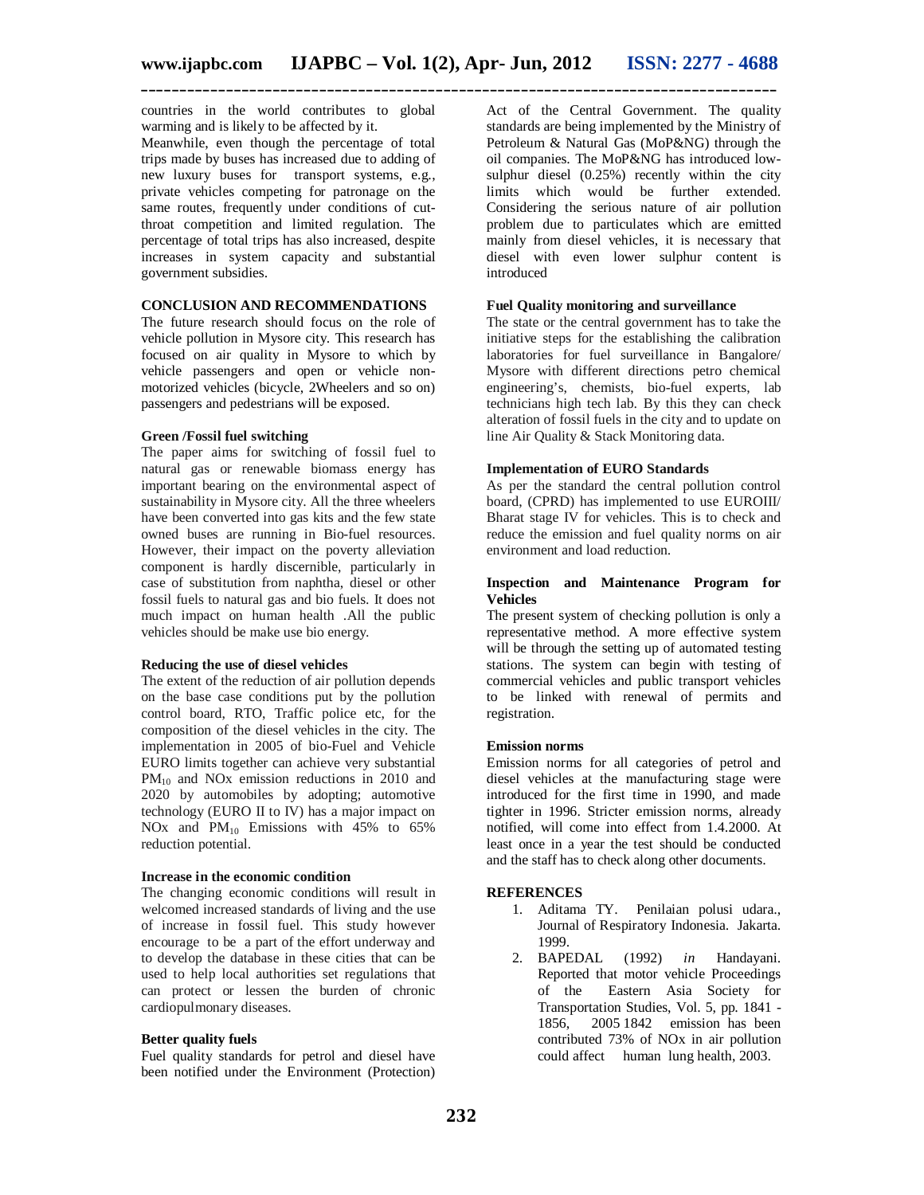countries in the world contributes to global warming and is likely to be affected by it.

Meanwhile, even though the percentage of total trips made by buses has increased due to adding of new luxury buses for transport systems, e.g., private vehicles competing for patronage on the same routes, frequently under conditions of cut-throat competition and limited regulation. The percentage of total trips has also increased, despite increases in system capacity and substantial government subsidies.

## CONCLUSION AND RECOMMENDATIONS

The future research should focus on the role of vehicle pollution in Mysore city. This research has focused on air quality in Mysore to which by vehicle passengers and open or vehicle non-motorized vehicles (bicycle, 2Wheelers and so on) passengers and pedestrians will be exposed.

### Green /Fossil fuel switching

The paper aims for switching of fossil fuel to natural gas or renewable biomass energy has important bearing on the environmental aspect of sustainability in Mysore city. All the three wheelers have been converted into gas kits and the few state owned buses are running in Bio-fuel resources. However, their impact on the poverty alleviation component is hardly discernible, particularly in case of substitution from naphtha, diesel or other fossil fuels to natural gas and bio fuels. It does not much impact on human health .All the public vehicles should be make use bio energy.

### Reducing the use of diesel vehicles

The extent of the reduction of air pollution depends on the base case conditions put by the pollution control board, RTO, Traffic police etc, for the composition of the diesel vehicles in the city. The implementation in 2005 of bio-Fuel and Vehicle EURO limits together can achieve very substantial $PM_{10}$ and NOx emission reductions in 2010 and 2020 by automobiles by adopting; automotive technology (EURO II to IV) has a major impact on NOx and $PM_{10}$ Emissions with 45% to 65% reduction potential.

### Increase in the economic condition

The changing economic conditions will result in welcomed increased standards of living and the use of increase in fossil fuel. This study however encourage to be a part of the effort underway and to develop the database in these cities that can be used to help local authorities set regulations that can protect or lessen the burden of chronic cardiopulmonary diseases.

### Better quality fuels

Fuel quality standards for petrol and diesel have been notified under the Environment (Protection) Act of the Central Government. The quality standards are being implemented by the Ministry of Petroleum & Natural Gas (MoP&NG) through the oil companies. The MoP&NG has introduced low-sulphur diesel (0.25%) recently within the city limits which would be further extended. Considering the serious nature of air pollution problem due to particulates which are emitted mainly from diesel vehicles, it is necessary that diesel with even lower sulphur content is introduced

### Fuel Quality monitoring and surveillance

The state or the central government has to take the initiative steps for the establishing the calibration laboratories for fuel surveillance in Bangalore/ Mysore with different directions petro chemical engineering's, chemists, bio-fuel experts, lab technicians high tech lab. By this they can check alteration of fossil fuels in the city and to update on line Air Quality & Stack Monitoring data.

### Implementation of EURO Standards

As per the standard the central pollution control board, (CPRD) has implemented to use EUROIII/ Bharat stage IV for vehicles. This is to check and reduce the emission and fuel quality norms on air environment and load reduction.

### Inspection and Maintenance Program for Vehicles

The present system of checking pollution is only a representative method. A more effective system will be through the setting up of automated testing stations. The system can begin with testing of commercial vehicles and public transport vehicles to be linked with renewal of permits and registration.

### Emission norms

Emission norms for all categories of petrol and diesel vehicles at the manufacturing stage were introduced for the first time in 1990, and made tighter in 1996. Stricter emission norms, already notified, will come into effect from 1.4.2000. At least once in a year the test should be conducted and the staff has to check along other documents.

## REFERENCES

1. Aditama TY. Penilaian polusi udara., Journal of Respiratory Indonesia. Jakarta. 1999.
2. BAPEDAL (1992) *in* Handayani. Reported that motor vehicle Proceedings of the Eastern Asia Society for Transportation Studies, Vol. 5, pp. 1841 - 1856, 2005 1842 emission has been contributed 73% of NOx in air pollution could affect human lung health, 2003.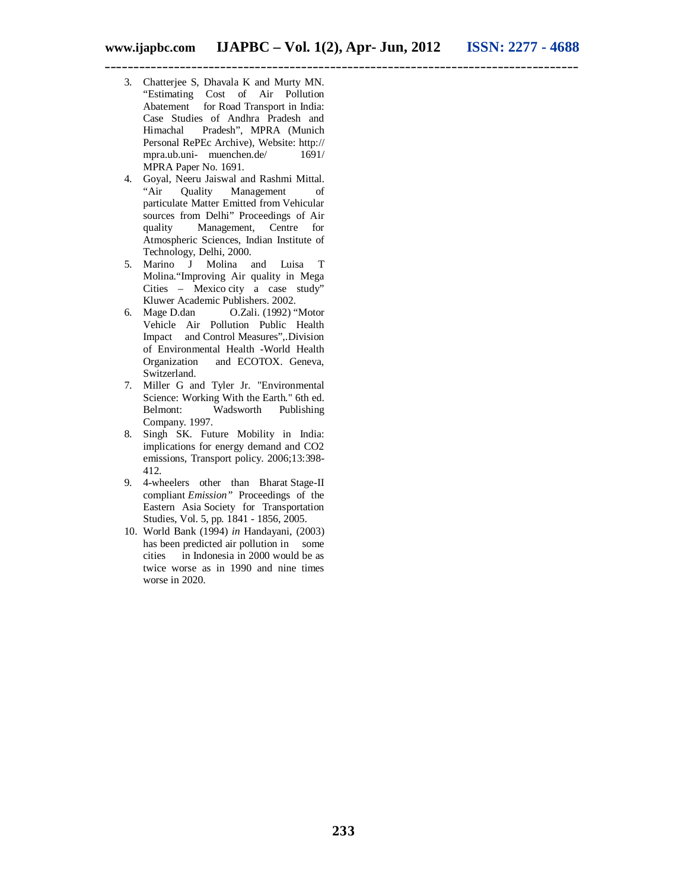3. Chatterjee S, Dhavala K and Murty MN. "Estimating Cost of Air Pollution Abatement for Road Transport in India: Case Studies of Andhra Pradesh and Himachal Pradesh", MPRA (Munich Personal RePEc Archive), Website: http:// mpra.ub.uni- muenchen.de/ 1691/ MPRA Paper No. 1691.
4. Goyal, Neeru Jaiswal and Rashmi Mittal. "Air Quality Management of particulate Matter Emitted from Vehicular sources from Delhi" Proceedings of Air quality Management, Centre for Atmospheric Sciences, Indian Institute of Technology, Delhi, 2000.
5. Marino J Molina and Luisa T Molina."Improving Air quality in Mega Cities – Mexico city a case study" Kluwer Academic Publishers. 2002.
6. Mage D.dan O.Zali. (1992) "Motor Vehicle Air Pollution Public Health Impact and Control Measures",.Division of Environmental Health -World Health Organization and ECOTOX. Geneva, Switzerland.
7. Miller G and Tyler Jr. "Environmental Science: Working With the Earth." 6th ed. Belmont: Wadsworth Publishing Company. 1997.
8. Singh SK. Future Mobility in India: implications for energy demand and CO2 emissions, Transport policy. 2006;13:398-412.
9. 4-wheelers other than Bharat Stage-II compliant *Emission"* Proceedings of the Eastern Asia Society for Transportation Studies, Vol. 5, pp. 1841 - 1856, 2005.
10. World Bank (1994) *in* Handayani, (2003) has been predicted air pollution in some cities in Indonesia in 2000 would be as twice worse as in 1990 and nine times worse in 2020.